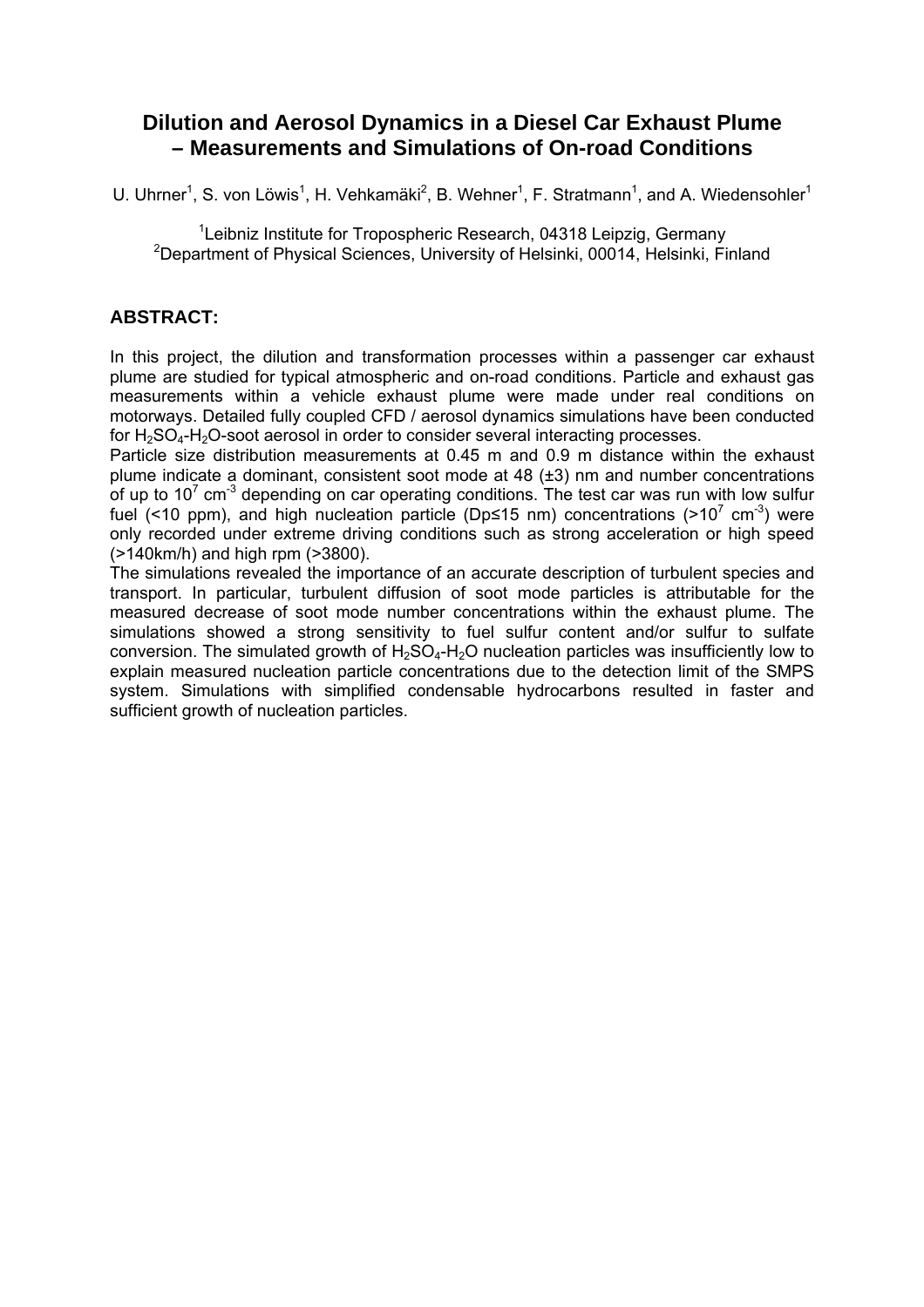# Dilution and Aerosol Dynamics in a Diesel Car Exhaust Plume – Measurements and Simulations of On-road Conditions

U. Uhrner[1], S. von Löwis[1], H. Vehkamäki[2], B. Wehner[1], F. Stratmann[1], and A. Wiedensohler[1]

[1]Leibniz Institute for Tropospheric Research, 04318 Leipzig, Germany
[2]Department of Physical Sciences, University of Helsinki, 00014, Helsinki, Finland

## ABSTRACT:

In this project, the dilution and transformation processes within a passenger car exhaust plume are studied for typical atmospheric and on-road conditions. Particle and exhaust gas measurements within a vehicle exhaust plume were made under real conditions on motorways. Detailed fully coupled CFD / aerosol dynamics simulations have been conducted for $H_2SO_4$-$H_2O$-soot aerosol in order to consider several interacting processes.

Particle size distribution measurements at 0.45 m and 0.9 m distance within the exhaust plume indicate a dominant, consistent soot mode at 48 (±3) nm and number concentrations of up to $10^7$ $cm^{-3}$ depending on car operating conditions. The test car was run with low sulfur fuel (<10 ppm), and high nucleation particle (Dp≤15 nm) concentrations (>$10^7$ $cm^{-3}$) were only recorded under extreme driving conditions such as strong acceleration or high speed (>140km/h) and high rpm (>3800).

The simulations revealed the importance of an accurate description of turbulent species and transport. In particular, turbulent diffusion of soot mode particles is attributable for the measured decrease of soot mode number concentrations within the exhaust plume. The simulations showed a strong sensitivity to fuel sulfur content and/or sulfur to sulfate conversion. The simulated growth of $H_2SO_4$-$H_2O$ nucleation particles was insufficiently low to explain measured nucleation particle concentrations due to the detection limit of the SMPS system. Simulations with simplified condensable hydrocarbons resulted in faster and sufficient growth of nucleation particles.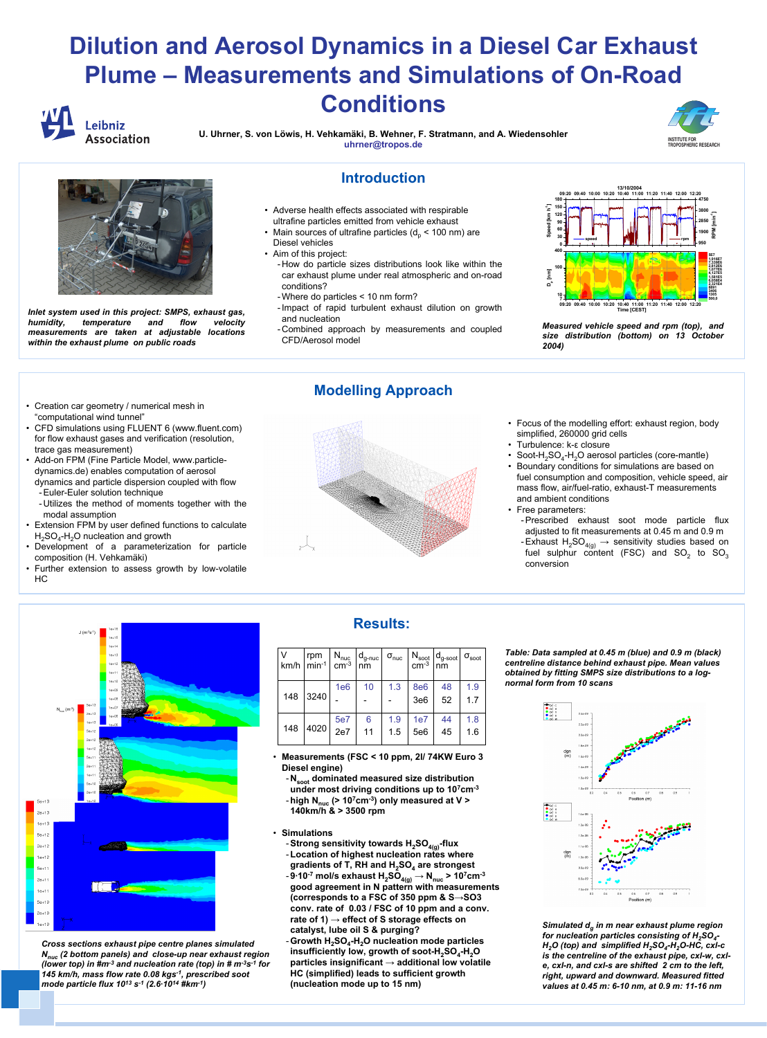# Dilution and Aerosol Dynamics in a Diesel Car Exhaust Plume – Measurements and Simulations of On-Road Conditions

Leibniz Association

U. Uhrner, S. von Löwis, H. Vehkamäki, B. Wehner, F. Stratmann, and A. Wiedensohler

uhrner@tropos.de

INSTITUTE FOR TROPOSPHERIC RESEARCH

## Introduction

*Inlet system used in this project: SMPS, exhaust gas, humidity, temperature and flow velocity measurements are taken at adjustable locations within the exhaust plume on public roads*

- Adverse health effects associated with respirable ultrafine particles emitted from vehicle exhaust
- Main sources of ultrafine particles ($d_p$ < 100 nm) are Diesel vehicles
- Aim of this project:
  - How do particle sizes distributions look like within the car exhaust plume under real atmospheric and on-road conditions?
  - Where do particles < 10 nm form?
  - Impact of rapid turbulent exhaust dilution on growth and nucleation
  - Combined approach by measurements and coupled CFD/Aerosol model

13/10/2004

09:20 09:40 10:00 10:20 10:40 11:00 11:20 11:40 12:00 12:20

Speed [km h⁻¹] 180 150 120 90 60 30 0

RPM [min⁻¹] 4750 3800 2850 1900 950

speed rpm

$D_p$ [nm] 400 100 10 7

Time [CEST]

*Measured vehicle speed and rpm (top), and size distribution (bottom) on 13 October 2004)*

## Modelling Approach

- Creation car geometry / numerical mesh in "computational wind tunnel"
- CFD simulations using FLUENT 6 (www.fluent.com) for flow exhaust gases and verification (resolution, trace gas measurement)
- Add-on FPM (Fine Particle Model, www.particle-dynamics.de) enables computation of aerosol dynamics and particle dispersion coupled with flow
  - Euler-Euler solution technique
  - Utilizes the method of moments together with the modal assumption
- Extension FPM by user defined functions to calculate $H_2SO_4$-$H_2O$ nucleation and growth
- Development of a parameterization for particle composition (H. Vehkamäki)
- Further extension to assess growth by low-volatile HC

- Focus of the modelling effort: exhaust region, body simplified, 260000 grid cells
- Turbulence: k-ε closure
- Soot-$H_2SO_4$-$H_2O$ aerosol particles (core-mantle)
- Boundary conditions for simulations are based on fuel consumption and composition, vehicle speed, air mass flow, air/fuel-ratio, exhaust-T measurements and ambient conditions
- Free parameters:
  - Prescribed exhaust soot mode particle flux adjusted to fit measurements at 0.45 m and 0.9 m
  - Exhaust $H_2SO_{4(g)}$ → sensitivity studies based on fuel sulphur content (FSC) and $SO_2$ to $SO_3$ conversion

## Results:

*Cross sections exhaust pipe centre planes simulated $N_{nuc}$ (2 bottom panels) and close-up near exhaust region (lower top) in #m⁻³ and nucleation rate (top) in # m⁻³s⁻¹ for 145 km/h, mass flow rate 0.08 kgs⁻¹, prescribed soot mode particle flux 10¹³ s⁻¹ (2.6·10¹⁴ #km⁻¹)*

| V km/h | rpm min⁻¹ | $N_{nuc}$ cm⁻³ | $d_{g\text{-}nuc}$ nm | $\sigma_{nuc}$ | $N_{soot}$ cm⁻³ | $d_{g\text{-}soot}$ nm | $\sigma_{soot}$ |
|---|---|---|---|---|---|---|---|
| 148 | 3240 | 1e6 | 10 | 1.3 | 8e6 | 48 | 1.9 |
| | | - | - | - | 3e6 | 52 | 1.7 |
| 148 | 4020 | 5e7 | 6 | 1.9 | 1e7 | 44 | 1.8 |
| | | 2e7 | 11 | 1.5 | 5e6 | 45 | 1.6 |

*Table: Data sampled at 0.45 m (blue) and 0.9 m (black) centreline distance behind exhaust pipe. Mean values obtained by fitting SMPS size distributions to a log-normal form from 10 scans*

- **Measurements (FSC < 10 ppm, 2l/ 74KW Euro 3 Diesel engine)**
  - **$N_{soot}$ dominated measured size distribution under most driving conditions up to 10⁷cm⁻³**
  - **high $N_{nuc}$ (> 10⁷cm⁻³) only measured at V > 140km/h & > 3500 rpm**

- **Simulations**
  - **Strong sensitivity towards $H_2SO_{4(g)}$-flux**
  - **Location of highest nucleation rates where gradients of T, RH and $H_2SO_4$ are strongest**
  - **9·10⁻⁷ mol/s exhaust $H_2SO_{4(g)}$ → $N_{nuc}$ > 10⁷cm⁻³ good agreement in N pattern with measurements (corresponds to a FSC of 350 ppm & S→SO3 conv. rate of 0.03 / FSC of 10 ppm and a conv. rate of 1) → effect of S storage effects on catalyst, lube oil S & purging?**
  - **Growth $H_2SO_4$-$H_2O$ nucleation mode particles insufficiently low, growth of soot-$H_2SO_4$-$H_2O$ particles insignificant → additional low volatile HC (simplified) leads to significant growth (nucleation mode up to 15 nm)**

dgn (m)

Position (m)

*Simulated $d_g$ in m near exhaust plume region for nucleation particles consisting of $H_2SO_4$-$H_2O$ (top) and simplified $H_2SO_4$-$H_2O$-HC, cxl-c is the centreline of the exhaust pipe, cxl-w, cxl-e, cxl-n, and cxl-s are shifted 2 cm to the left, right, upward and downward. Measured fitted values at 0.45 m: 6-10 nm, at 0.9 m: 11-16 nm*